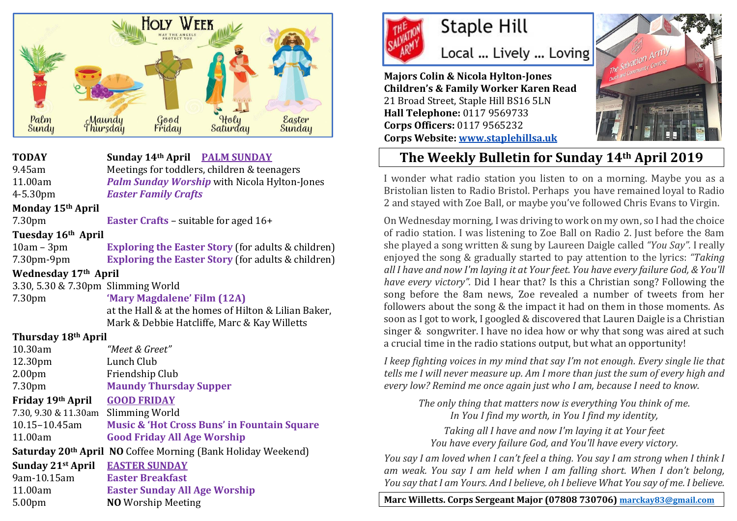# HOLY WEEK

MAY THE ANGELS PROTECT YOU

Palm Sunday · Maundy Thursday · Good Friday · Holy Saturday · Easter Sunday

| | |
|---|---|
| **TODAY** | **Sunday 14th April** **PALM SUNDAY** |
| 9.45am | Meetings for toddlers, children & teenagers |
| 11.00am | ***Palm Sunday Worship*** with Nicola Hylton-Jones |
| 4-5.30pm | ***Easter Family Crafts*** |
| **Monday 15th April** | |
| 7.30pm | **Easter Crafts** – suitable for aged 16+ |
| **Tuesday 16th April** | |
| 10am – 3pm | **Exploring the Easter Story** (for adults & children) |
| 7.30pm-9pm | **Exploring the Easter Story** (for adults & children) |
| **Wednesday 17th April** | |
| 3.30, 5.30 & 7.30pm | Slimming World |
| 7.30pm | **'Mary Magdalene' Film (12A)** at the Hall & at the homes of Hilton & Lilian Baker, Mark & Debbie Hatcliffe, Marc & Kay Willetts |
| **Thursday 18th April** | |
| 10.30am | *"Meet & Greet"* |
| 12.30pm | Lunch Club |
| 2.00pm | Friendship Club |
| 7.30pm | **Maundy Thursday Supper** |
| **Friday 19th April** | **GOOD FRIDAY** |
| 7.30, 9.30 & 11.30am | Slimming World |
| 10.15–10.45am | **Music & 'Hot Cross Buns' in Fountain Square** |
| 11.00am | **Good Friday All Age Worship** |
| **Saturday 20th April** | **NO** Coffee Morning (Bank Holiday Weekend) |
| **Sunday 21st April** | **EASTER SUNDAY** |
| 9am-10.15am | **Easter Breakfast** |
| 11.00am | **Easter Sunday All Age Worship** |
| 5.00pm | **NO** Worship Meeting |

# Staple Hill

The Salvation Army

Local ... Lively ... Loving

**Majors Colin & Nicola Hylton-Jones**
**Children's & Family Worker Karen Read**
21 Broad Street, Staple Hill BS16 5LN
**Hall Telephone:** 0117 9569733
**Corps Officers:** 0117 9565232
**Corps Website:** [www.staplehillsa.uk](http://www.staplehillsa.uk)

## The Weekly Bulletin for Sunday 14th April 2019

I wonder what radio station you listen to on a morning. Maybe you as a Bristolian listen to Radio Bristol. Perhaps you have remained loyal to Radio 2 and stayed with Zoe Ball, or maybe you've followed Chris Evans to Virgin.

On Wednesday morning, I was driving to work on my own, so I had the choice of radio station. I was listening to Zoe Ball on Radio 2. Just before the 8am she played a song written & sung by Laureen Daigle called *"You Say".* I really enjoyed the song & gradually started to pay attention to the lyrics: *"Taking all I have and now I'm laying it at Your feet. You have every failure God, & You'll have every victory".* Did I hear that? Is this a Christian song? Following the song before the 8am news, Zoe revealed a number of tweets from her followers about the song & the impact it had on them in those moments. As soon as I got to work, I googled & discovered that Lauren Daigle is a Christian singer & songwriter. I have no idea how or why that song was aired at such a crucial time in the radio stations output, but what an opportunity!

*I keep fighting voices in my mind that say I'm not enough. Every single lie that tells me I will never measure up. Am I more than just the sum of every high and every low? Remind me once again just who I am, because I need to know.*

*The only thing that matters now is everything You think of me.*
*In You I find my worth, in You I find my identity,*

*Taking all I have and now I'm laying it at Your feet*
*You have every failure God, and You'll have every victory.*

*You say I am loved when I can't feel a thing. You say I am strong when I think I am weak. You say I am held when I am falling short. When I don't belong, You say that I am Yours. And I believe, oh I believe What You say of me. I believe.*

**Marc Willetts. Corps Sergeant Major (07808 730706)** [marckay83@gmail.com](mailto:marckay83@gmail.com)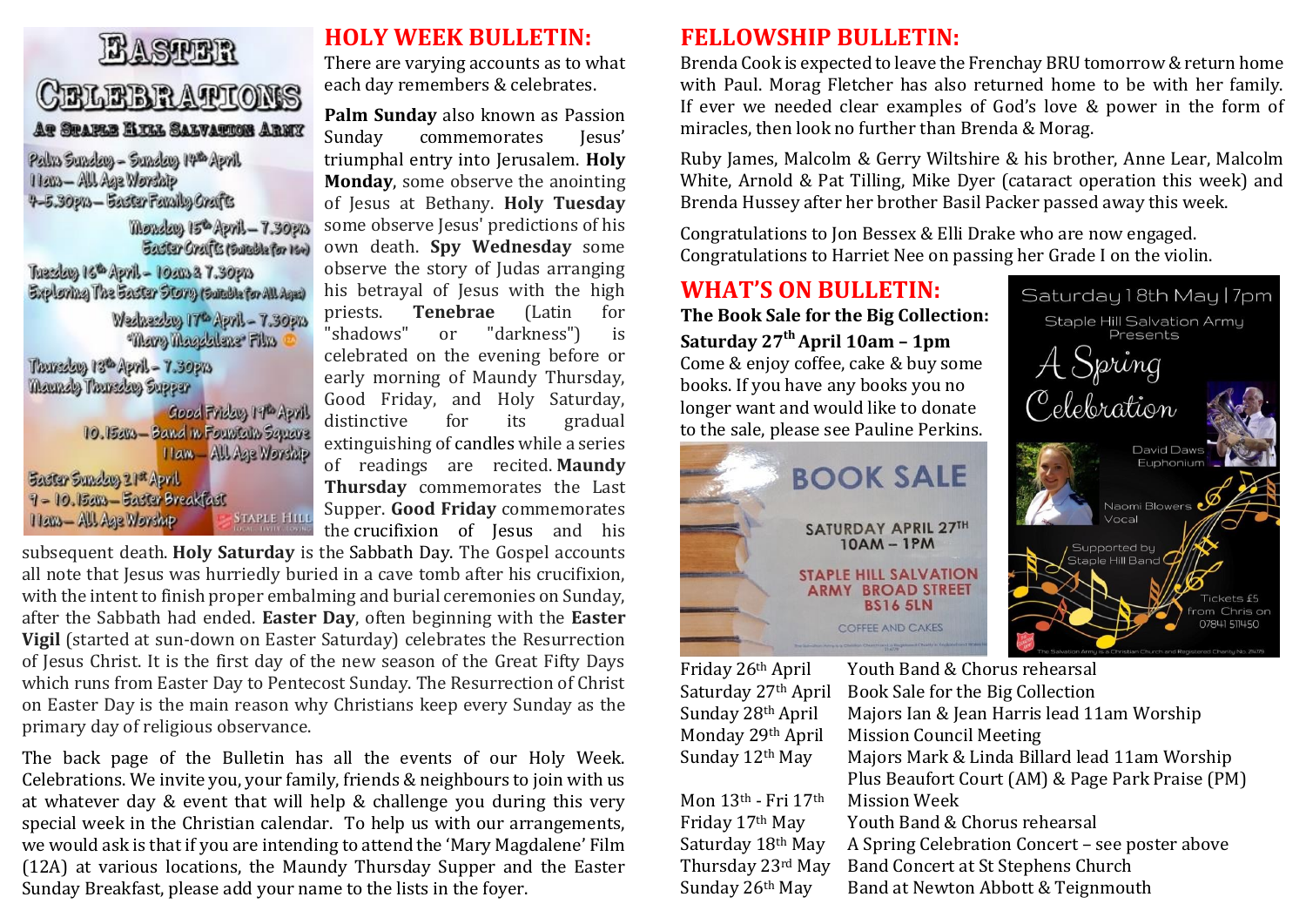# EASTER CELEBRATIONS

At Staple Hill Salvation Army

Palm Sunday – Sunday 14th April
11am – All Age Worship
4–5.30pm – Easter Family Crafts

Monday 15th April – 7.30pm
Easter Crafts (Suitable for 16+)

Tuesday 16th April – 10am & 7.30pm
Exploring The Easter Story (Suitable for All Ages)

Wednesday 17th April – 7.30pm
"Mary Magdalene" Film 12

Thursday 18th April – 7.30pm
Maundy Thursday Supper

Good Friday 19th April
10.15am – Band in Fountain Square
11am – All Age Worship

Easter Sunday 21st April
9 – 10.15am – Easter Breakfast
11am – All Age Worship

## HOLY WEEK BULLETIN:

There are varying accounts as to what each day remembers & celebrates.

**Palm Sunday** also known as Passion Sunday commemorates Jesus' triumphal entry into Jerusalem. **Holy Monday**, some observe the anointing of Jesus at Bethany. **Holy Tuesday** some observe Jesus' predictions of his own death. **Spy Wednesday** some observe the story of Judas arranging his betrayal of Jesus with the high priests. **Tenebrae** (Latin for "shadows" or "darkness") is celebrated on the evening before or early morning of Maundy Thursday, Good Friday, and Holy Saturday, distinctive for its gradual extinguishing of candles while a series of readings are recited. **Maundy Thursday** commemorates the Last Supper. **Good Friday** commemorates the crucifixion of Jesus and his subsequent death. **Holy Saturday** is the Sabbath Day. The Gospel accounts all note that Jesus was hurriedly buried in a cave tomb after his crucifixion, with the intent to finish proper embalming and burial ceremonies on Sunday, after the Sabbath had ended. **Easter Day**, often beginning with the **Easter Vigil** (started at sun-down on Easter Saturday) celebrates the Resurrection of Jesus Christ. It is the first day of the new season of the Great Fifty Days which runs from Easter Day to Pentecost Sunday. The Resurrection of Christ on Easter Day is the main reason why Christians keep every Sunday as the primary day of religious observance.

The back page of the Bulletin has all the events of our Holy Week. Celebrations. We invite you, your family, friends & neighbours to join with us at whatever day & event that will help & challenge you during this very special week in the Christian calendar. To help us with our arrangements, we would ask is that if you are intending to attend the 'Mary Magdalene' Film (12A) at various locations, the Maundy Thursday Supper and the Easter Sunday Breakfast, please add your name to the lists in the foyer.

## FELLOWSHIP BULLETIN:

Brenda Cook is expected to leave the Frenchay BRU tomorrow & return home with Paul. Morag Fletcher has also returned home to be with her family. If ever we needed clear examples of God's love & power in the form of miracles, then look no further than Brenda & Morag.

Ruby James, Malcolm & Gerry Wiltshire & his brother, Anne Lear, Malcolm White, Arnold & Pat Tilling, Mike Dyer (cataract operation this week) and Brenda Hussey after her brother Basil Packer passed away this week.

Congratulations to Jon Bessex & Elli Drake who are now engaged.
Congratulations to Harriet Nee on passing her Grade I on the violin.

## WHAT'S ON BULLETIN:

**The Book Sale for the Big Collection: Saturday 27th April 10am – 1pm**
Come & enjoy coffee, cake & buy some books. If you have any books you no longer want and would like to donate to the sale, please see Pauline Perkins.

BOOK SALE
SATURDAY APRIL 27TH
10AM – 1PM
STAPLE HILL SALVATION ARMY BROAD STREET BS16 5LN
COFFEE AND CAKES

Saturday 18th May | 7pm
Staple Hill Salvation Army Presents
A Spring Celebration
David Daws Euphonium
Naomi Blowers Vocal
Supported by Staple Hill Band
Tickets £5 from Chris on 07841 511450

| | |
|---|---|
| Friday 26th April | Youth Band & Chorus rehearsal |
| Saturday 27th April | Book Sale for the Big Collection |
| Sunday 28th April | Majors Ian & Jean Harris lead 11am Worship |
| Monday 29th April | Mission Council Meeting |
| Sunday 12th May | Majors Mark & Linda Billard lead 11am Worship Plus Beaufort Court (AM) & Page Park Praise (PM) |
| Mon 13th - Fri 17th | Mission Week |
| Friday 17th May | Youth Band & Chorus rehearsal |
| Saturday 18th May | A Spring Celebration Concert – see poster above |
| Thursday 23rd May | Band Concert at St Stephens Church |
| Sunday 26th May | Band at Newton Abbott & Teignmouth |